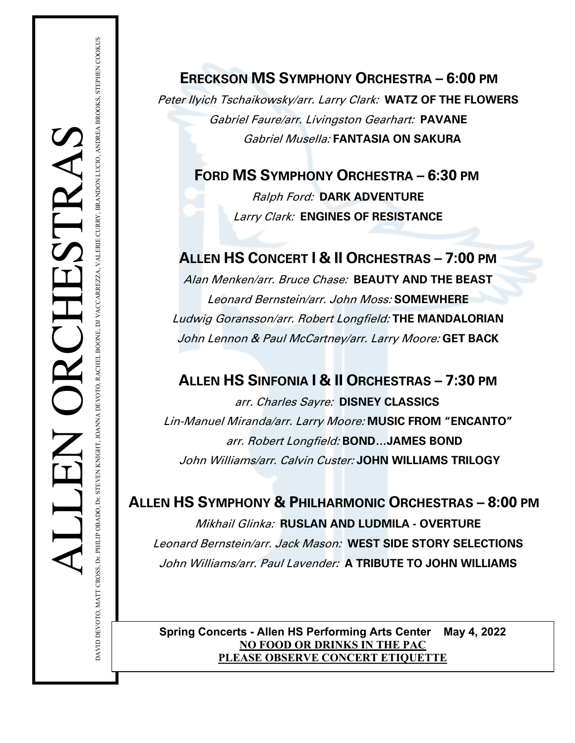# ALLEN ORCHESTRAS

DAVID DEVOTO, MATT CROSS, Dr. PHILIP OBADO, Dr. STEVEN KNIGHT, JOANNA DEVOTO, RACHEL BOONE, DJ VACCARREZZA, VALERIE CURRY, BRANDON LUCIO, ANDREA BROOKS, STEPHEN COOKUS

## ERECKSON MS SYMPHONY ORCHESTRA – 6:00 PM

*Peter Ilyich Tschaikowsky/arr. Larry Clark:* **WATZ OF THE FLOWERS**

*Gabriel Faure/arr. Livingston Gearhart:* **PAVANE**

*Gabriel Musella:* **FANTASIA ON SAKURA**

## FORD MS SYMPHONY ORCHESTRA – 6:30 PM

*Ralph Ford:* **DARK ADVENTURE**

*Larry Clark:* **ENGINES OF RESISTANCE**

## ALLEN HS CONCERT I & II ORCHESTRAS – 7:00 PM

*Alan Menken/arr. Bruce Chase:* **BEAUTY AND THE BEAST**

*Leonard Bernstein/arr. John Moss:* **SOMEWHERE**

*Ludwig Goransson/arr. Robert Longfield:* **THE MANDALORIAN**

*John Lennon & Paul McCartney/arr. Larry Moore:* **GET BACK**

## ALLEN HS SINFONIA I & II ORCHESTRAS – 7:30 PM

*arr. Charles Sayre:* **DISNEY CLASSICS**

*Lin-Manuel Miranda/arr. Larry Moore:* **MUSIC FROM "ENCANTO"**

*arr. Robert Longfield:* **BOND…JAMES BOND**

*John Williams/arr. Calvin Custer:* **JOHN WILLIAMS TRILOGY**

## ALLEN HS SYMPHONY & PHILHARMONIC ORCHESTRAS – 8:00 PM

*Mikhail Glinka:* **RUSLAN AND LUDMILA - OVERTURE**

*Leonard Bernstein/arr. Jack Mason:* **WEST SIDE STORY SELECTIONS**

*John Williams/arr. Paul Lavender:* **A TRIBUTE TO JOHN WILLIAMS**

**Spring Concerts - Allen HS Performing Arts Center May 4, 2022**

**NO FOOD OR DRINKS IN THE PAC**

**PLEASE OBSERVE CONCERT ETIQUETTE**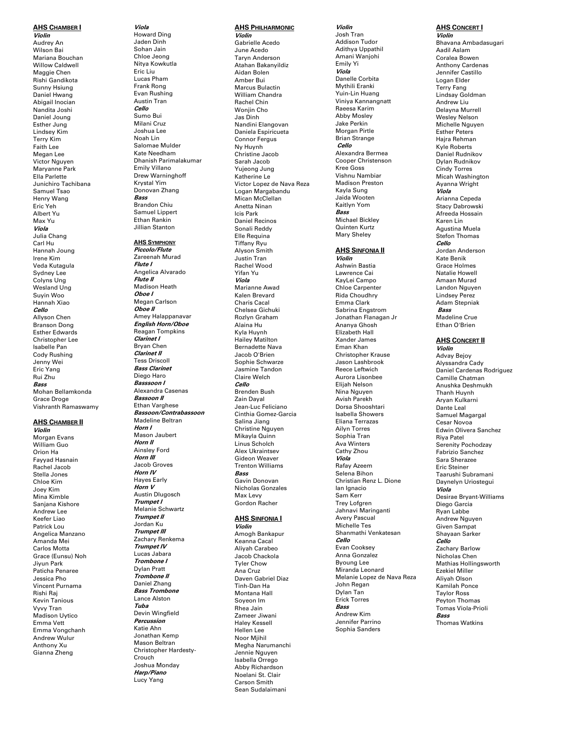## AHS Chamber I

***Violin***

Audrey An
Wilson Bai
Mariana Bouchan
Willow Caldwell
Maggie Chen
Rishi Gandikota
Sunny Hsiung
Daniel Hwang
Abigail Inocian
Nandita Joshi
Daniel Joung
Esther Jung
Lindsey Kim
Terry Kim
Faith Lee
Megan Lee
Victor Nguyen
Maryanne Park
Ella Parlette
Junichiro Tachibana
Samuel Tsao
Henry Wang
Eric Yeh
Albert Yu
Max Yu

***Viola***

Julia Chang
Carl Hu
Hannah Joung
Irene Kim
Veda Kutagula
Sydney Lee
Colyns Ung
Wesland Ung
Suyin Woo
Hannah Xiao

***Cello***

Allyson Chen
Branson Dong
Esther Edwards
Christopher Lee
Isabelle Pan
Cody Rushing
Jenny Wei
Eric Yang
Rui Zhu

***Bass***

Mohan Bellamkonda
Grace Droge
Vishranth Ramaswamy

## AHS Chamber II

***Violin***

Morgan Evans
William Guo
Orion Ha
Fayyad Hasnain
Rachel Jacob
Stella Jones
Chloe Kim
Joey Kim
Mina Kimble
Sanjana Kishore
Andrew Lee
Keefer Liao
Patrick Lou
Angelica Manzano
Amanda Mei
Carlos Motta
Grace (Eunsu) Noh
Jiyun Park
Paticha Penaree
Jessica Pho
Vincent Purnama
Rishi Raj
Kevin Tanious
Vyvy Tran
Madison Uytico
Emma Vett
Emma Vongchanh
Andrew Wulur
Anthony Xu
Gianna Zheng

***Viola***

Howard Ding
Jaden Dinh
Sohan Jain
Chloe Jeong
Nitya Kowkutla
Eric Liu
Lucas Pham
Frank Rong
Evan Rushing
Austin Tran

***Cello***

Sumo Bui
Milani Cruz
Joshua Lee
Noah Lin
Salomae Mulder
Kate Needham
Dhanish Parimalakumar
Emily Villano
Drew Warninghoff
Krystal Yim
Donovan Zhang

***Bass***

Brandon Chiu
Samuel Lippert
Ethan Rankin
Jillian Stanton

## AHS Symphony

***Piccolo/Flute***

Zareenah Murad

***Flute I***

Angelica Alvarado

***Flute II***

Madison Heath

***Oboe I***

Megan Carlson

***Oboe II***

Amey Halappanavar

***English Horn/Oboe***

Reagan Tompkins

***Clarinet I***

Bryan Chen

***Clarinet II***

Tess Driscoll

***Bass Clarinet***

Diego Haro

***Basssoon I***

Alexandra Casenas

***Bassoon II***

Ethan Varghese

***Bassoon/Contrabassoon***

Madeline Beltran

***Horn I***

Mason Jaubert

***Horn II***

Ainsley Ford

***Horn III***

Jacob Groves

***Horn IV***

Hayes Early

***Horn V***

Austin Dlugosch

***Trumpet I***

Melanie Schwartz

***Trumpet II***

Jordan Ku

***Trumpet III***

Zachary Renkema

***Trumpet IV***

Lucas Jabara

***Trombone I***

Dylan Pratt

***Trombone II***

Daniel Zhang

***Bass Trombone***

Lance Alston

***Tuba***

Devin Wingfield

***Percussion***

Katie Ahn
Jonathan Kemp
Mason Beltran
Christopher Hardesty-Crouch
Joshua Monday

***Harp/Piano***

Lucy Yang

## AHS Philharmonic

***Violin***

Gabrielle Acedo
June Acedo
Taryn Anderson
Atahan Bakanyildiz
Aidan Bolen
Amber Bui
Marcus Bulactin
William Chandra
Rachel Chin
Wonjin Cho
Jas Dinh
Nandini Elangovan
Daniela Espiricueta
Connor Fergus
Ny Huynh
Christine Jacob
Sarah Jacob
Yujeong Jung
Katherine Le
Victor Lopez de Nava Reza
Logan Margabandu
Mican McClellan
Anetta Ninan
Icis Park
Daniel Recinos
Sonali Reddy
Elle Requina
Tiffany Ryu
Alyson Smith
Justin Tran
Rachel Wood
Yifan Yu
Josh Tran
Addison Tudor
Adithya Uppathil
Amani Wanjohi
Emily Yi

***Viola***

Marianne Awad
Kalen Brevard
Charis Cacal
Chelsea Gichuki
Rozlyn Graham
Alaina Hu
Kyla Huynh
Hailey Matilton
Bernadette Nava
Jacob O'Brien
Sophie Schwarze
Jasmine Tandon
Claire Welch
Danelle Corbita
Mythili Eranki
Yuin-Lin Huang
Viniya Kannangnatt
Raeesa Karim
Abby Mosley
Jake Perkin
Morgan Pirtle
Brian Strange

***Cello***

Brenden Bush
Zain Dayal
Jean-Luc Feliciano
Cinthia Gomez-Garcia
Salina Jiang
Christine Nguyen
Mikayla Quinn
Linus Scholch
Alex Ukraintsev
Gideon Weaver
Trenton Williams
Alexandra Bermea
Cooper Christenson
Kree Goss
Vishnu Nambiar
Madison Preston
Kayla Sung
Jaida Wooten
Kaitlyn Yom

***Bass***

Gavin Donovan
Nicholas Gonzales
Max Levy
Gordon Racher
Michael Bickley
Quinten Kurtz
Mary Sheley

## AHS Sinfonia I

***Violin***

Amogh Bankapur
Keanna Cacal
Aliyah Carabeo
Jacob Chackola
Tyler Chow
Ana Cruz
Daven Gabriel Diaz
Tinh-Dan Ha
Montana Hall
Soyeon Im
Rhea Jain
Zameer Jiwani
Haley Kessell
Hellen Lee
Noor Mjihil
Megha Narumanchi
Jennie Nguyen
Isabella Orrego
Abby Richardson
Noelani St. Clair
Carson Smith
Sean Sudalaimani

## AHS Sinfonia II

***Violin***

Ashwin Bastia
Lawrence Cai
KayLei Campo
Chloe Carpenter
Rida Choudhry
Emma Clark
Sabrina Engstrom
Jonathan Flanagan Jr
Ananya Ghosh
Elizabeth Hall
Xander James
Eman Khan
Christopher Krause
Jason Lashbrook
Reece Leftwich
Aurora Lisonbee
Elijah Nelson
Nina Nguyen
Avish Parekh
Dorsa Shooshtari
Isabella Showers
Eliana Terrazas
Ailyn Torres
Sophia Tran
Ava Winters
Cathy Zhou

***Viola***

Rafay Azeem
Selena Bihon
Christian Renz L. Dione
Ian Ignacio
Sam Kerr
Trey Lofgren
Jahnavi Maringanti
Avery Pascual
Michelle Tes
Shanmathi Venkatesan

***Cello***

Evan Cooksey
Anna Gonzalez
Byoung Lee
Miranda Leonard
Melanie Lopez de Nava Reza
John Regan
Dylan Tan
Erick Torres

***Bass***

Andrew Kim
Jennifer Parrino
Sophia Sanders

## AHS Concert I

***Violin***

Bhavana Ambadasugari
Aadil Aslam
Coralea Bowen
Anthony Cardenas
Jennifer Castillo
Logan Elder
Terry Fang
Lindsay Goldman
Andrew Liu
Delayna Murrell
Wesley Nelson
Michelle Nguyen
Esther Peters
Hajra Rehman
Kyle Roberts
Daniel Rudnikov
Dylan Rudnikov
Cindy Torres
Micah Washington
Ayanna Wright

***Viola***

Arianna Cepeda
Stacy Dabrowski
Afreeda Hossain
Karen Lin
Agustina Muela
Stefon Thomas

***Cello***

Jordan Anderson
Kate Benik
Grace Holmes
Natalie Howell
Amaan Murad
Landon Nguyen
Lindsey Perez
Adam Stepniak

***Bass***

Madeline Crue
Ethan O'Brien

## AHS Concert II

***Violin***

Advay Bejoy
Alyssandra Cady
Daniel Cardenas Rodriguez
Camille Chatman
Anushka Deshmukh
Thanh Huynh
Aryan Kulkarni
Dante Leal
Samuel Magargal
Cesar Novoa
Edwin Olivera Sanchez
Riya Patel
Serenity Pochodzay
Fabrizio Sanchez
Sara Sherazee
Eric Steiner
Taarushi Subramani
Daynelyn Uriostegui

***Viola***

Desirae Bryant-Williams
Diego Garcia
Ryan Labbe
Andrew Nguyen
Given Sampat
Shayaan Sarker

***Cello***

Zachary Barlow
Nicholas Chen
Mathias Hollingsworth
Ezekiel Miller
Aliyah Olson
Kamilah Ponce
Taylor Ross
Peyton Thomas
Tomas Viola-Prioli

***Bass***

Thomas Watkins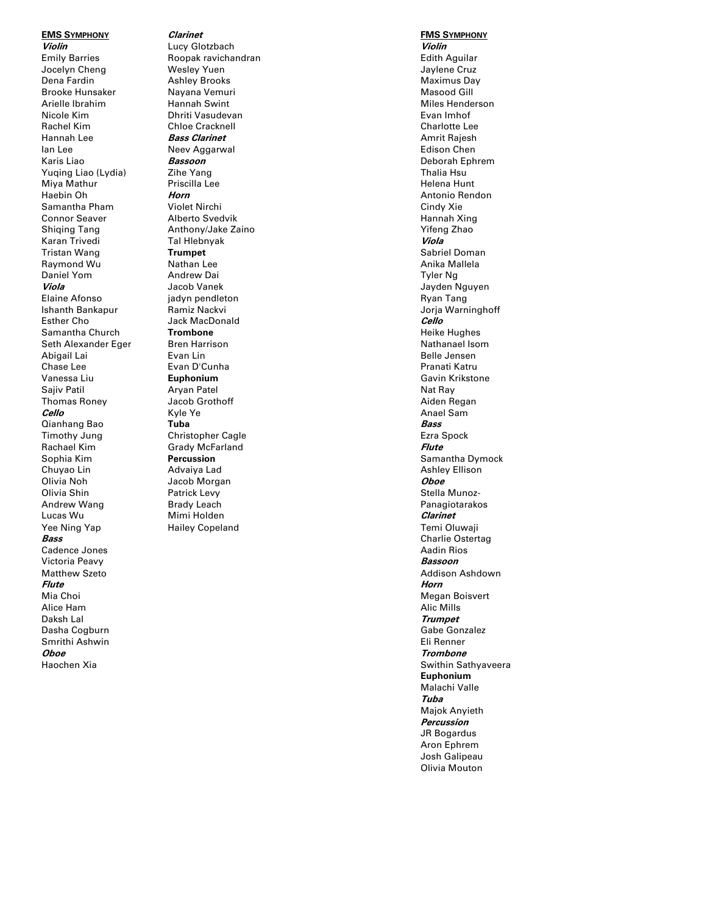## EMS Symphony

***Violin***

Emily Barries
Jocelyn Cheng
Dena Fardin
Brooke Hunsaker
Arielle Ibrahim
Nicole Kim
Rachel Kim
Hannah Lee
Ian Lee
Karis Liao
Yuqing Liao (Lydia)
Miya Mathur
Haebin Oh
Samantha Pham
Connor Seaver
Shiqing Tang
Karan Trivedi
Tristan Wang
Raymond Wu
Daniel Yom

***Viola***

Elaine Afonso
Ishanth Bankapur
Esther Cho
Samantha Church
Seth Alexander Eger
Abigail Lai
Chase Lee
Vanessa Liu
Sajiv Patil
Thomas Roney

***Cello***

Qianhang Bao
Timothy Jung
Rachael Kim
Sophia Kim
Chuyao Lin
Olivia Noh
Olivia Shin
Andrew Wang
Lucas Wu
Yee Ning Yap

***Bass***

Cadence Jones
Victoria Peavy
Matthew Szeto

***Flute***

Mia Choi
Alice Ham
Daksh Lal
Dasha Cogburn
Smrithi Ashwin

***Oboe***

Haochen Xia

***Clarinet***

Lucy Glotzbach
Roopak ravichandran
Wesley Yuen
Ashley Brooks
Nayana Vemuri
Hannah Swint
Dhriti Vasudevan
Chloe Cracknell

***Bass Clarinet***

Neev Aggarwal

***Bassoon***

Zihe Yang
Priscilla Lee

***Horn***

Violet Nirchi
Alberto Svedvik
Anthony/Jake Zaino
Tal Hlebnyak

**Trumpet**

Nathan Lee
Andrew Dai
Jacob Vanek
jadyn pendleton
Ramiz Nackvi
Jack MacDonald

**Trombone**

Bren Harrison
Evan Lin
Evan D'Cunha

**Euphonium**

Aryan Patel
Jacob Grothoff
Kyle Ye

**Tuba**

Christopher Cagle
Grady McFarland

**Percussion**

Advaiya Lad
Jacob Morgan
Patrick Levy
Brady Leach
Mimi Holden
Hailey Copeland

## FMS Symphony

***Violin***

Edith Aguilar
Jaylene Cruz
Maximus Day
Masood Gill
Miles Henderson
Evan Imhof
Charlotte Lee
Amrit Rajesh
Edison Chen
Deborah Ephrem
Thalia Hsu
Helena Hunt
Antonio Rendon
Cindy Xie
Hannah Xing
Yifeng Zhao

***Viola***

Sabriel Doman
Anika Mallela
Tyler Ng
Jayden Nguyen
Ryan Tang
Jorja Warninghoff

***Cello***

Heike Hughes
Nathanael Isom
Belle Jensen
Pranati Katru
Gavin Krikstone
Nat Ray
Aiden Regan
Anael Sam

***Bass***

Ezra Spock

***Flute***

Samantha Dymock
Ashley Ellison

***Oboe***

Stella Munoz-Panagiotarakos

***Clarinet***

Temi Oluwaji
Charlie Ostertag
Aadin Rios

***Bassoon***

Addison Ashdown

***Horn***

Megan Boisvert
Alic Mills

***Trumpet***

Gabe Gonzalez
Eli Renner

***Trombone***

Swithin Sathyaveera

**Euphonium**

Malachi Valle

***Tuba***

Majok Anyieth

***Percussion***

JR Bogardus
Aron Ephrem
Josh Galipeau
Olivia Mouton